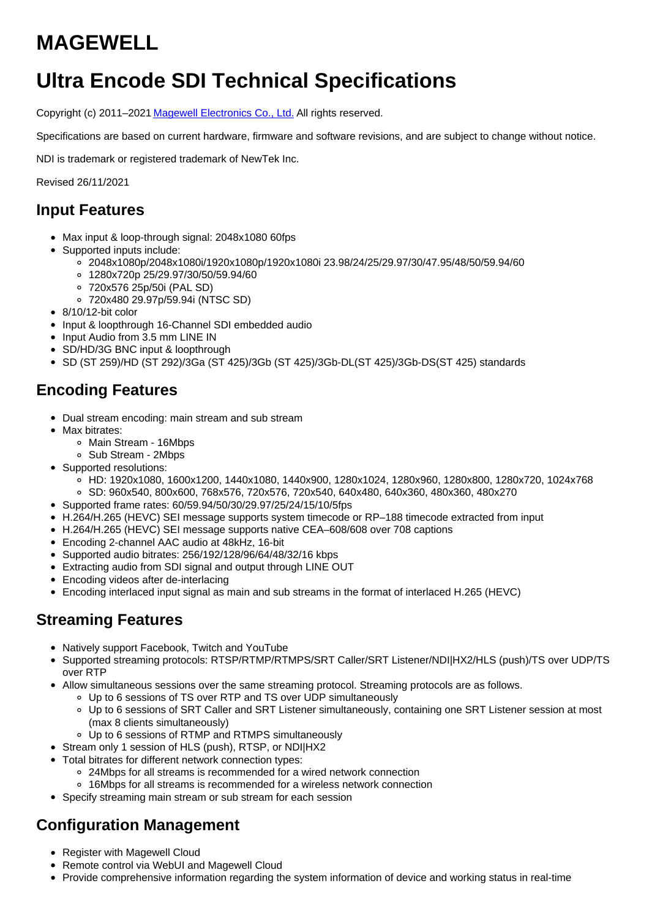# MAGEWELL

# Ultra Encode SDI Technical Specifications

Copyright (c) 2011–2021 Magewell Electronics Co., Ltd. All rights reserved.

Specifications are based on current hardware, firmware and software revisions, and are subject to change without notice.

NDI is trademark or registered trademark of NewTek Inc.

Revised 26/11/2021

## Input Features

- Max input & loop-through signal: 2048x1080 60fps
- Supported inputs include:
  - 2048x1080p/2048x1080i/1920x1080p/1920x1080i 23.98/24/25/29.97/30/47.95/48/50/59.94/60
  - 1280x720p 25/29.97/30/50/59.94/60
  - 720x576 25p/50i (PAL SD)
  - 720x480 29.97p/59.94i (NTSC SD)
- 8/10/12-bit color
- Input & loopthrough 16-Channel SDI embedded audio
- Input Audio from 3.5 mm LINE IN
- SD/HD/3G BNC input & loopthrough
- SD (ST 259)/HD (ST 292)/3Ga (ST 425)/3Gb (ST 425)/3Gb-DL(ST 425)/3Gb-DS(ST 425) standards

## Encoding Features

- Dual stream encoding: main stream and sub stream
- Max bitrates:
  - Main Stream - 16Mbps
  - Sub Stream - 2Mbps
- Supported resolutions:
  - HD: 1920x1080, 1600x1200, 1440x1080, 1440x900, 1280x1024, 1280x960, 1280x800, 1280x720, 1024x768
  - SD: 960x540, 800x600, 768x576, 720x576, 720x540, 640x480, 640x360, 480x360, 480x270
- Supported frame rates: 60/59.94/50/30/29.97/25/24/15/10/5fps
- H.264/H.265 (HEVC) SEI message supports system timecode or RP–188 timecode extracted from input
- H.264/H.265 (HEVC) SEI message supports native CEA–608/608 over 708 captions
- Encoding 2-channel AAC audio at 48kHz, 16-bit
- Supported audio bitrates: 256/192/128/96/64/48/32/16 kbps
- Extracting audio from SDI signal and output through LINE OUT
- Encoding videos after de-interlacing
- Encoding interlaced input signal as main and sub streams in the format of interlaced H.265 (HEVC)

## Streaming Features

- Natively support Facebook, Twitch and YouTube
- Supported streaming protocols: RTSP/RTMP/RTMPS/SRT Caller/SRT Listener/NDI|HX2/HLS (push)/TS over UDP/TS over RTP
- Allow simultaneous sessions over the same streaming protocol. Streaming protocols are as follows.
  - Up to 6 sessions of TS over RTP and TS over UDP simultaneously
  - Up to 6 sessions of SRT Caller and SRT Listener simultaneously, containing one SRT Listener session at most (max 8 clients simultaneously)
  - Up to 6 sessions of RTMP and RTMPS simultaneously
- Stream only 1 session of HLS (push), RTSP, or NDI|HX2
- Total bitrates for different network connection types:
  - 24Mbps for all streams is recommended for a wired network connection
  - 16Mbps for all streams is recommended for a wireless network connection
- Specify streaming main stream or sub stream for each session

## Configuration Management

- Register with Magewell Cloud
- Remote control via WebUI and Magewell Cloud
- Provide comprehensive information regarding the system information of device and working status in real-time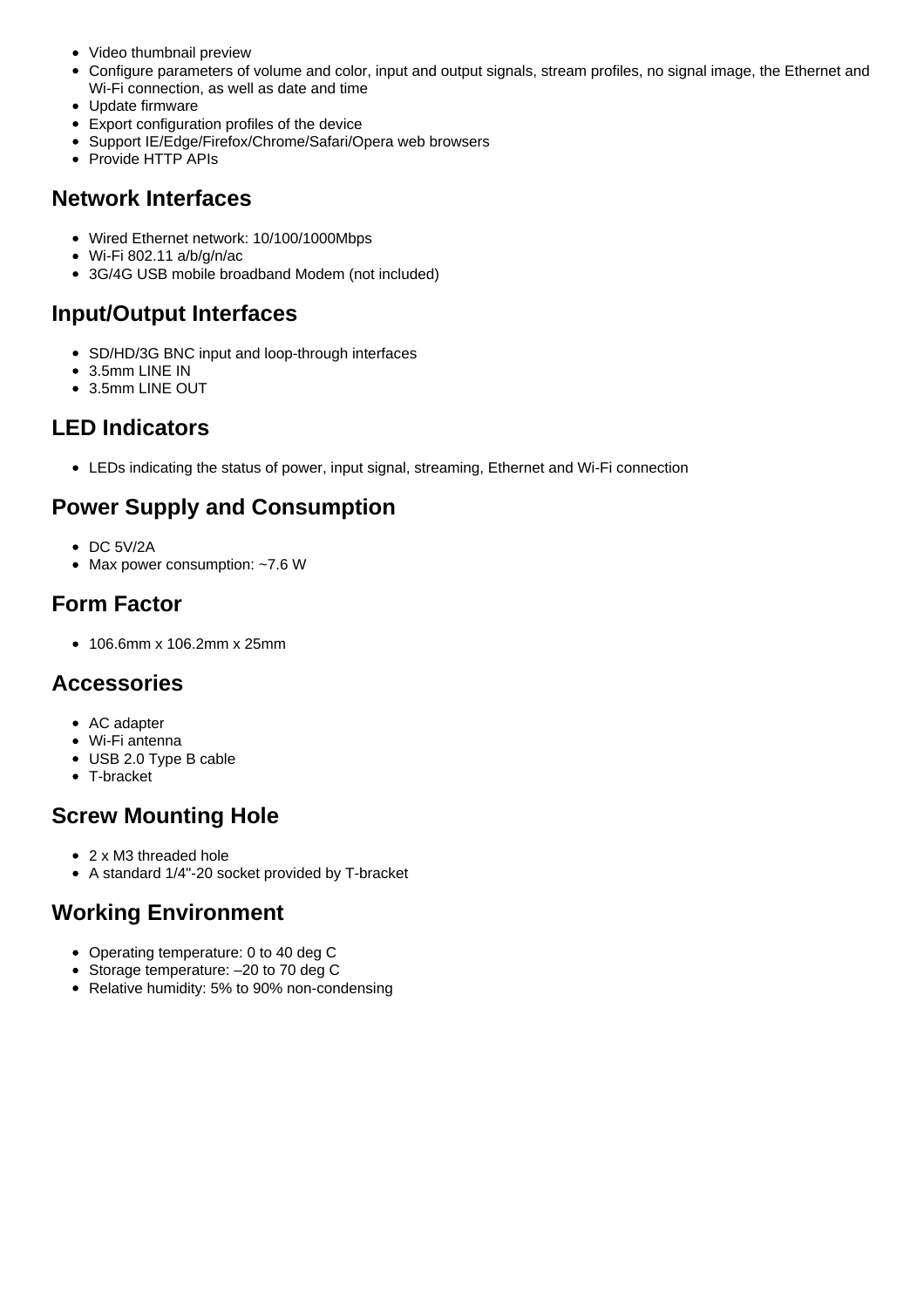- Video thumbnail preview
- Configure parameters of volume and color, input and output signals, stream profiles, no signal image, the Ethernet and Wi-Fi connection, as well as date and time
- Update firmware
- Export configuration profiles of the device
- Support IE/Edge/Firefox/Chrome/Safari/Opera web browsers
- Provide HTTP APIs

## Network Interfaces

- Wired Ethernet network: 10/100/1000Mbps
- Wi-Fi 802.11 a/b/g/n/ac
- 3G/4G USB mobile broadband Modem (not included)

## Input/Output Interfaces

- SD/HD/3G BNC input and loop-through interfaces
- 3.5mm LINE IN
- 3.5mm LINE OUT

## LED Indicators

- LEDs indicating the status of power, input signal, streaming, Ethernet and Wi-Fi connection

## Power Supply and Consumption

- DC 5V/2A
- Max power consumption: ~7.6 W

## Form Factor

- 106.6mm x 106.2mm x 25mm

## Accessories

- AC adapter
- Wi-Fi antenna
- USB 2.0 Type B cable
- T-bracket

## Screw Mounting Hole

- 2 x M3 threaded hole
- A standard 1/4''-20 socket provided by T-bracket

## Working Environment

- Operating temperature: 0 to 40 deg C
- Storage temperature: –20 to 70 deg C
- Relative humidity: 5% to 90% non-condensing